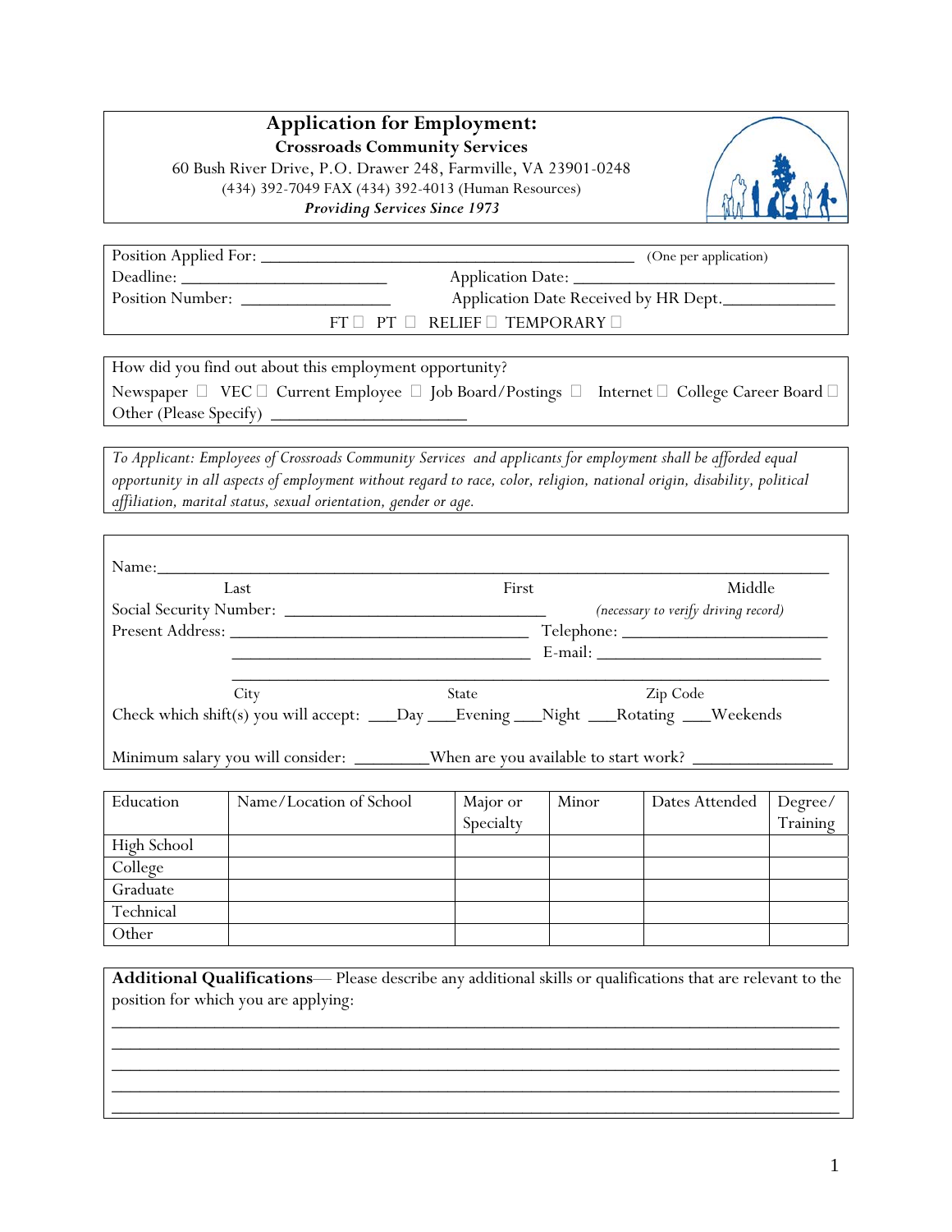# Application for Employment:

**Crossroads Community Services**

60 Bush River Drive, P.O. Drawer 248, Farmville, VA 23901-0248

(434) 392-7049 FAX (434) 392-4013 (Human Resources)

***Providing Services Since 1973***

---

Position Applied For: ________________________________________ (One per application)

Deadline: ______________________ Application Date: ______________________________

Position Number: ________________ Application Date Received by HR Dept.____________

FT ☐ PT ☐ RELIEF ☐ TEMPORARY ☐

---

How did you find out about this employment opportunity?

Newspaper ☐ VEC ☐ Current Employee ☐ Job Board/Postings ☐ Internet ☐ College Career Board ☐

Other (Please Specify) _____________________

---

*To Applicant: Employees of Crossroads Community Services and applicants for employment shall be afforded equal opportunity in all aspects of employment without regard to race, color, religion, national origin, disability, political affiliation, marital status, sexual orientation, gender or age.*

---

Name:______________________________________________________________________

Last First Middle

Social Security Number: ____________________________ *(necessary to verify driving record)*

Present Address: _________________________________ Telephone: _____________________

_________________________________ E-mail: ________________________

__________________________________________________________________

City State Zip Code

Check which shift(s) you will accept: ___Day ___Evening ___Night ___Rotating ___Weekends

Minimum salary you will consider: ________When are you available to start work? _______________

| Education | Name/Location of School | Major or Specialty | Minor | Dates Attended | Degree/ Training |
|---|---|---|---|---|---|
| High School | | | | | |
| College | | | | | |
| Graduate | | | | | |
| Technical | | | | | |
| Other | | | | | |

**Additional Qualifications**— Please describe any additional skills or qualifications that are relevant to the position for which you are applying:

______________________________________________________________________________

______________________________________________________________________________

______________________________________________________________________________

______________________________________________________________________________

______________________________________________________________________________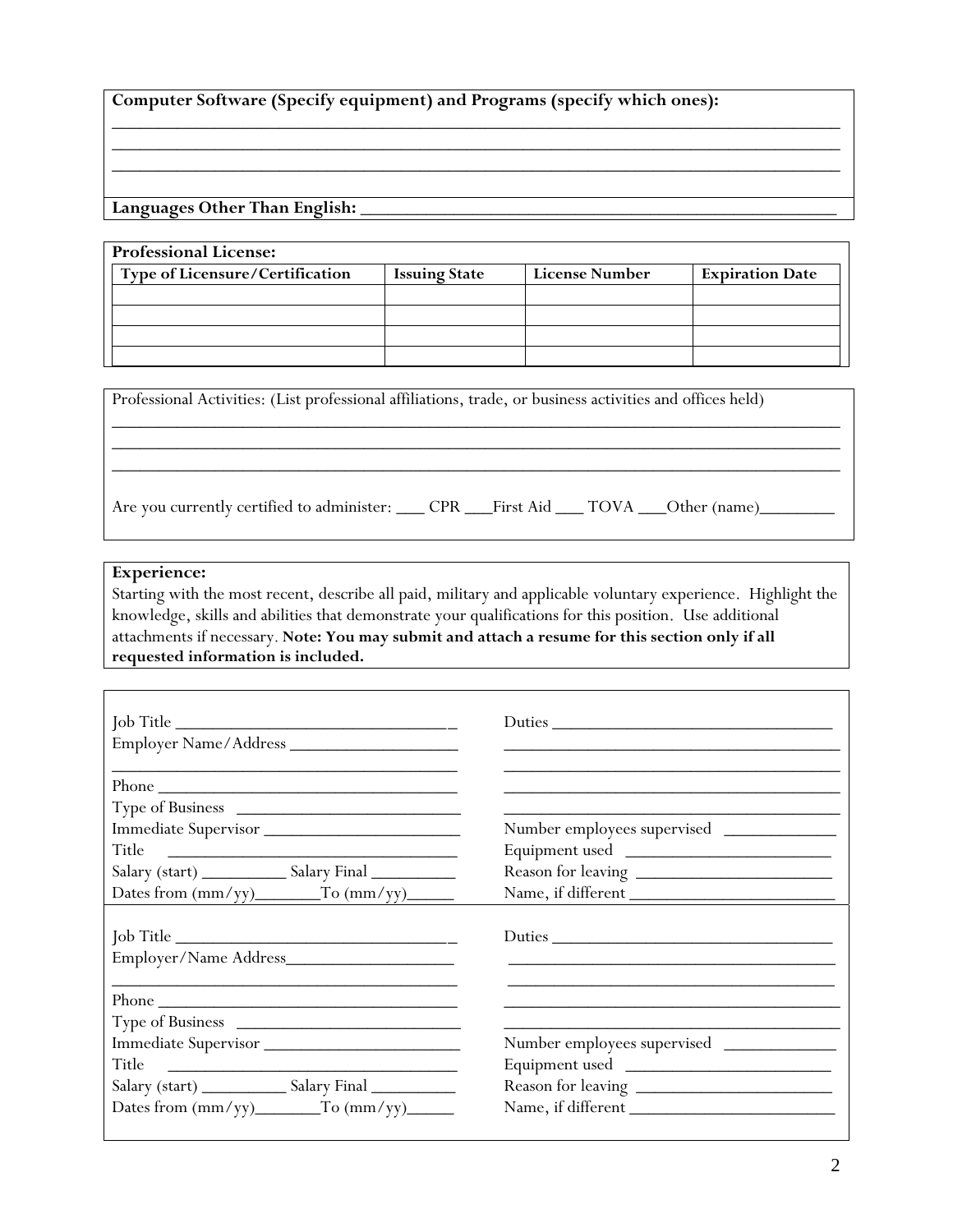**Computer Software (Specify equipment) and Programs (specify which ones):**

_______________________________________________________________________________

_______________________________________________________________________________

_______________________________________________________________________________

**Languages Other Than English:** ____________________________________________________

**Professional License:**

| Type of Licensure/Certification | Issuing State | License Number | Expiration Date |
|---|---|---|---|
| | | | |
| | | | |
| | | | |
| | | | |

Professional Activities: (List professional affiliations, trade, or business activities and offices held)

_______________________________________________________________________________

_______________________________________________________________________________

_______________________________________________________________________________

Are you currently certified to administer: ___ CPR ___First Aid ___ TOVA ___Other (name)________

**Experience:**

Starting with the most recent, describe all paid, military and applicable voluntary experience. Highlight the knowledge, skills and abilities that demonstrate your qualifications for this position. Use additional attachments if necessary. **Note: You may submit and attach a resume for this section only if all requested information is included.**

Job Title _________________________________

Employer Name/Address ___________________

________________________________________

Phone ___________________________________

Type of Business __________________________

Immediate Supervisor ______________________

Title ____________________________________

Salary (start) __________ Salary Final __________

Dates from (mm/yy)________To (mm/yy)______

Duties _________________________________

________________________________________

________________________________________

________________________________________

________________________________________

Number employees supervised _____________

Equipment used ________________________

Reason for leaving ______________________

Name, if different ______________________

Job Title _________________________________

Employer/Name Address___________________

________________________________________

Phone ___________________________________

Type of Business __________________________

Immediate Supervisor ______________________

Title ____________________________________

Salary (start) __________ Salary Final __________

Dates from (mm/yy)________To (mm/yy)______

Duties _________________________________

________________________________________

________________________________________

________________________________________

________________________________________

Number employees supervised _____________

Equipment used ________________________

Reason for leaving ______________________

Name, if different ______________________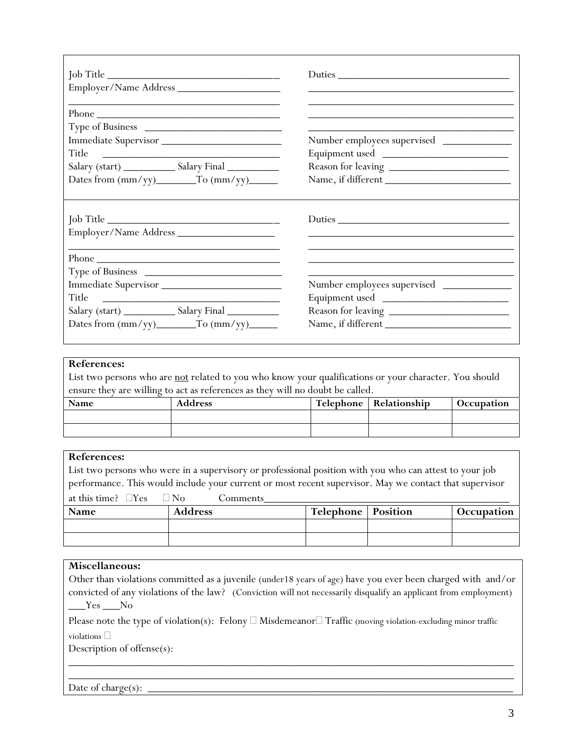Job Title ________________________________

Employer/Name Address ____________________

________________________________________

Phone ___________________________________

Type of Business _________________________

Immediate Supervisor ______________________

Title ___________________________________

Salary (start) __________ Salary Final __________

Dates from (mm/yy)________To (mm/yy)______

Duties ________________________________

________________________________________

________________________________________

________________________________________

________________________________________

Number employees supervised _____________

Equipment used ________________________

Reason for leaving ______________________

Name, if different _______________________

---

Job Title ________________________________

Employer/Name Address ___________________

________________________________________

Phone ___________________________________

Type of Business _________________________

Immediate Supervisor ______________________

Title ___________________________________

Salary (start) __________ Salary Final __________

Dates from (mm/yy)________To (mm/yy)______

Duties ________________________________

________________________________________

________________________________________

________________________________________

________________________________________

Number employees supervised _____________

Equipment used ________________________

Reason for leaving ______________________

Name, if different _______________________

---

**References:**

List two persons who are not related to you who know your qualifications or your character. You should ensure they are willing to act as references as they will no doubt be called.

| Name | Address | Telephone | Relationship | Occupation |
|---|---|---|---|---|
| | | | | |
| | | | | |

**References:**

List two persons who were in a supervisory or professional position with you who can attest to your job performance. This would include your current or most recent supervisor. May we contact that supervisor at this time? ☐Yes ☐No Comments_____________________________________________

| Name | Address | Telephone | Position | Occupation |
|---|---|---|---|---|
| | | | | |
| | | | | |

**Miscellaneous:**

Other than violations committed as a juvenile (under18 years of age) have you ever been charged with and/or convicted of any violations of the law? (Conviction will not necessarily disqualify an applicant from employment)
___Yes ___No

Please note the type of violation(s): Felony ☐ Misdemeanor☐ Traffic (moving violation-excluding minor traffic violations ☐

Description of offense(s):

______________________________________________________________________________

______________________________________________________________________________

Date of charge(s): _______________________________________________________________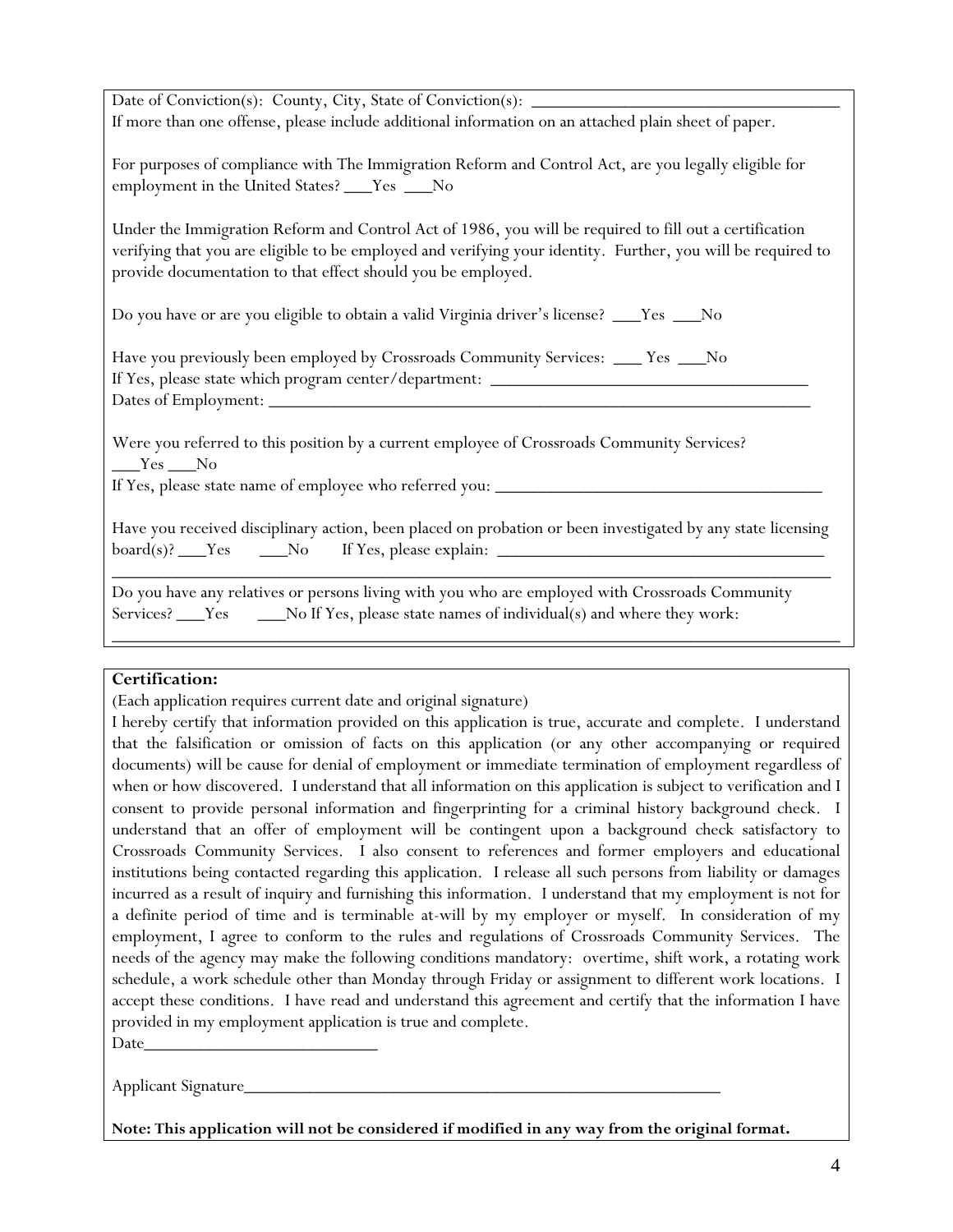Date of Conviction(s): County, City, State of Conviction(s): ___________________________________
If more than one offense, please include additional information on an attached plain sheet of paper.

For purposes of compliance with The Immigration Reform and Control Act, are you legally eligible for employment in the United States? ___Yes ___No

Under the Immigration Reform and Control Act of 1986, you will be required to fill out a certification verifying that you are eligible to be employed and verifying your identity. Further, you will be required to provide documentation to that effect should you be employed.

Do you have or are you eligible to obtain a valid Virginia driver's license? ___Yes ___No

Have you previously been employed by Crossroads Community Services: ___ Yes ___No
If Yes, please state which program center/department: ___________________________________
Dates of Employment: ___________________________________________________________

Were you referred to this position by a current employee of Crossroads Community Services?
___Yes ___No
If Yes, please state name of employee who referred you: ___________________________________

Have you received disciplinary action, been placed on probation or been investigated by any state licensing board(s)? ___Yes ___No If Yes, please explain: ___________________________________
_____________________________________________________________________________

Do you have any relatives or persons living with you who are employed with Crossroads Community Services? ___Yes ___No If Yes, please state names of individual(s) and where they work:
_____________________________________________________________________________

**Certification:**
(Each application requires current date and original signature)
I hereby certify that information provided on this application is true, accurate and complete. I understand that the falsification or omission of facts on this application (or any other accompanying or required documents) will be cause for denial of employment or immediate termination of employment regardless of when or how discovered. I understand that all information on this application is subject to verification and I consent to provide personal information and fingerprinting for a criminal history background check. I understand that an offer of employment will be contingent upon a background check satisfactory to Crossroads Community Services. I also consent to references and former employers and educational institutions being contacted regarding this application. I release all such persons from liability or damages incurred as a result of inquiry and furnishing this information. I understand that my employment is not for a definite period of time and is terminable at-will by my employer or myself. In consideration of my employment, I agree to conform to the rules and regulations of Crossroads Community Services. The needs of the agency may make the following conditions mandatory: overtime, shift work, a rotating work schedule, a work schedule other than Monday through Friday or assignment to different work locations. I accept these conditions. I have read and understand this agreement and certify that the information I have provided in my employment application is true and complete.
Date___________________________

Applicant Signature_______________________________________________________

**Note: This application will not be considered if modified in any way from the original format.**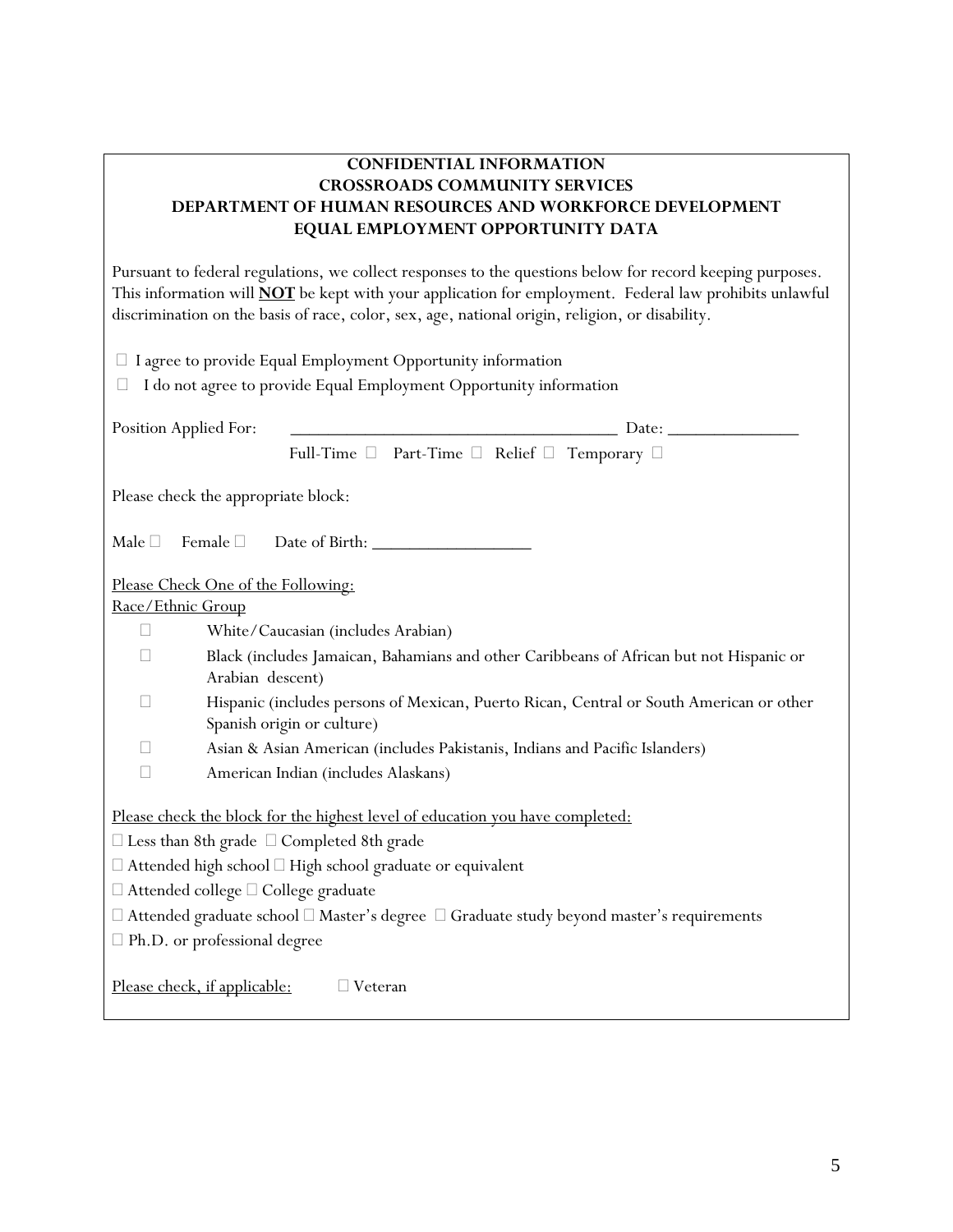**CONFIDENTIAL INFORMATION**
**CROSSROADS COMMUNITY SERVICES**
**DEPARTMENT OF HUMAN RESOURCES AND WORKFORCE DEVELOPMENT**
**EQUAL EMPLOYMENT OPPORTUNITY DATA**

Pursuant to federal regulations, we collect responses to the questions below for record keeping purposes. This information will **NOT** be kept with your application for employment. Federal law prohibits unlawful discrimination on the basis of race, color, sex, age, national origin, religion, or disability.

☐ I agree to provide Equal Employment Opportunity information

☐ I do not agree to provide Equal Employment Opportunity information

Position Applied For: ____________________________________ Date: ______________

Full-Time ☐ Part-Time ☐ Relief ☐ Temporary ☐

Please check the appropriate block:

Male ☐ Female ☐ Date of Birth: _________________

Please Check One of the Following:

Race/Ethnic Group

- ☐ White/Caucasian (includes Arabian)
- ☐ Black (includes Jamaican, Bahamians and other Caribbeans of African but not Hispanic or Arabian descent)
- ☐ Hispanic (includes persons of Mexican, Puerto Rican, Central or South American or other Spanish origin or culture)
- ☐ Asian & Asian American (includes Pakistanis, Indians and Pacific Islanders)
- ☐ American Indian (includes Alaskans)

Please check the block for the highest level of education you have completed:

☐ Less than 8th grade ☐ Completed 8th grade

☐ Attended high school ☐ High school graduate or equivalent

☐ Attended college ☐ College graduate

☐ Attended graduate school ☐ Master's degree ☐ Graduate study beyond master's requirements

☐ Ph.D. or professional degree

Please check, if applicable: ☐ Veteran